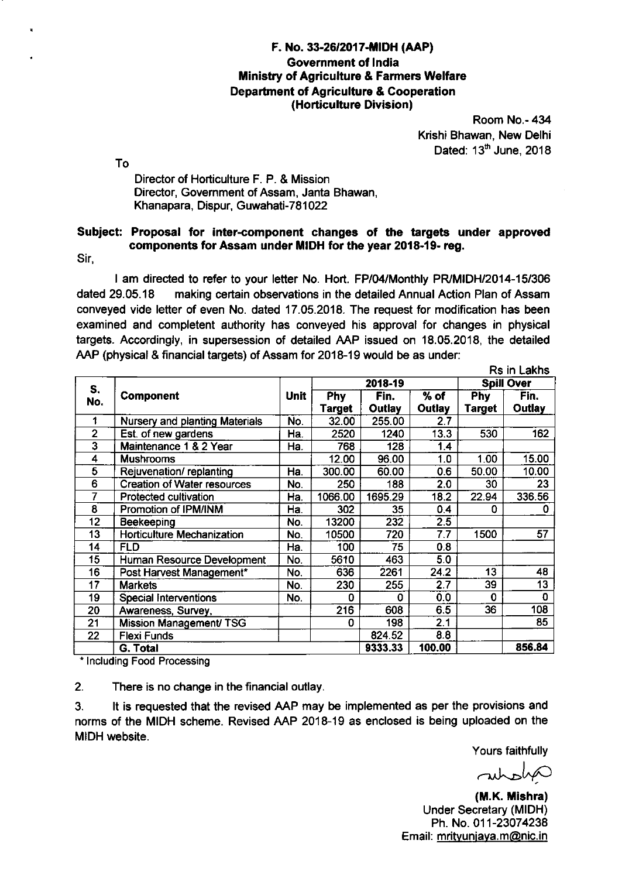**F. No. 33-26/2017-MIDH (AAP)**
**Government of India**
**Ministry of Agriculture & Farmers Welfare**
**Department of Agriculture & Cooperation**
**(Horticulture Division)**

Room No.- 434
Krishi Bhawan, New Delhi
Dated: 13th June, 2018

To

Director of Horticulture F. P. & Mission
Director, Government of Assam, Janta Bhawan,
Khanapara, Dispur, Guwahati-781022

**Subject: Proposal for inter-component changes of the targets under approved components for Assam under MIDH for the year 2018-19- reg.**

Sir,

I am directed to refer to your letter No. Hort. FP/04/Monthly PR/MIDH/2014-15/306 dated 29.05.18 making certain observations in the detailed Annual Action Plan of Assam conveyed vide letter of even No. dated 17.05.2018. The request for modification has been examined and completent authority has conveyed his approval for changes in physical targets. Accordingly, in supersession of detailed AAP issued on 18.05.2018, the detailed AAP (physical & financial targets) of Assam for 2018-19 would be as under:

Rs in Lakhs

| S. No. | Component | Unit | 2018-19 | | | Spill Over | |
|---|---|---|---|---|---|---|---|
| | | | Phy Target | Fin. Outlay | % of Outlay | Phy Target | Fin. Outlay |
| 1 | Nursery and planting Materials | No. | 32.00 | 255.00 | 2.7 | | |
| 2 | Est. of new gardens | Ha. | 2520 | 1240 | 13.3 | 530 | 162 |
| 3 | Maintenance 1 & 2 Year | Ha. | 768 | 128 | 1.4 | | |
| 4 | Mushrooms | | 12.00 | 96.00 | 1.0 | 1.00 | 15.00 |
| 5 | Rejuvenation/ replanting | Ha. | 300.00 | 60.00 | 0.6 | 50.00 | 10.00 |
| 6 | Creation of Water resources | No. | 250 | 188 | 2.0 | 30 | 23 |
| 7 | Protected cultivation | Ha. | 1066.00 | 1695.29 | 18.2 | 22.94 | 336.56 |
| 8 | Promotion of IPM/INM | Ha. | 302 | 35 | 0.4 | 0 | 0 |
| 12 | Beekeeping | No. | 13200 | 232 | 2.5 | | |
| 13 | Horticulture Mechanization | No. | 10500 | 720 | 7.7 | 1500 | 57 |
| 14 | FLD | Ha. | 100 | 75 | 0.8 | | |
| 15 | Human Resource Development | No. | 5610 | 463 | 5.0 | | |
| 16 | Post Harvest Management* | No. | 636 | 2261 | 24.2 | 13 | 48 |
| 17 | Markets | No. | 230 | 255 | 2.7 | 39 | 13 |
| 19 | Special Interventions | No. | 0 | 0 | 0.0 | 0 | 0 |
| 20 | Awareness, Survey, | | 216 | 608 | 6.5 | 36 | 108 |
| 21 | Mission Management/ TSG | | 0 | 198 | 2.1 | | 85 |
| 22 | Flexi Funds | | | 824.52 | 8.8 | | |
| | G. Total | | | 9333.33 | 100.00 | | 856.84 |

\* Including Food Processing

2. There is no change in the financial outlay.

3. It is requested that the revised AAP may be implemented as per the provisions and norms of the MIDH scheme. Revised AAP 2018-19 as enclosed is being uploaded on the MIDH website.

Yours faithfully

**(M.K. Mishra)**
Under Secretary (MIDH)
Ph. No. 011-23074238
Email: mrityunjaya.m@nic.in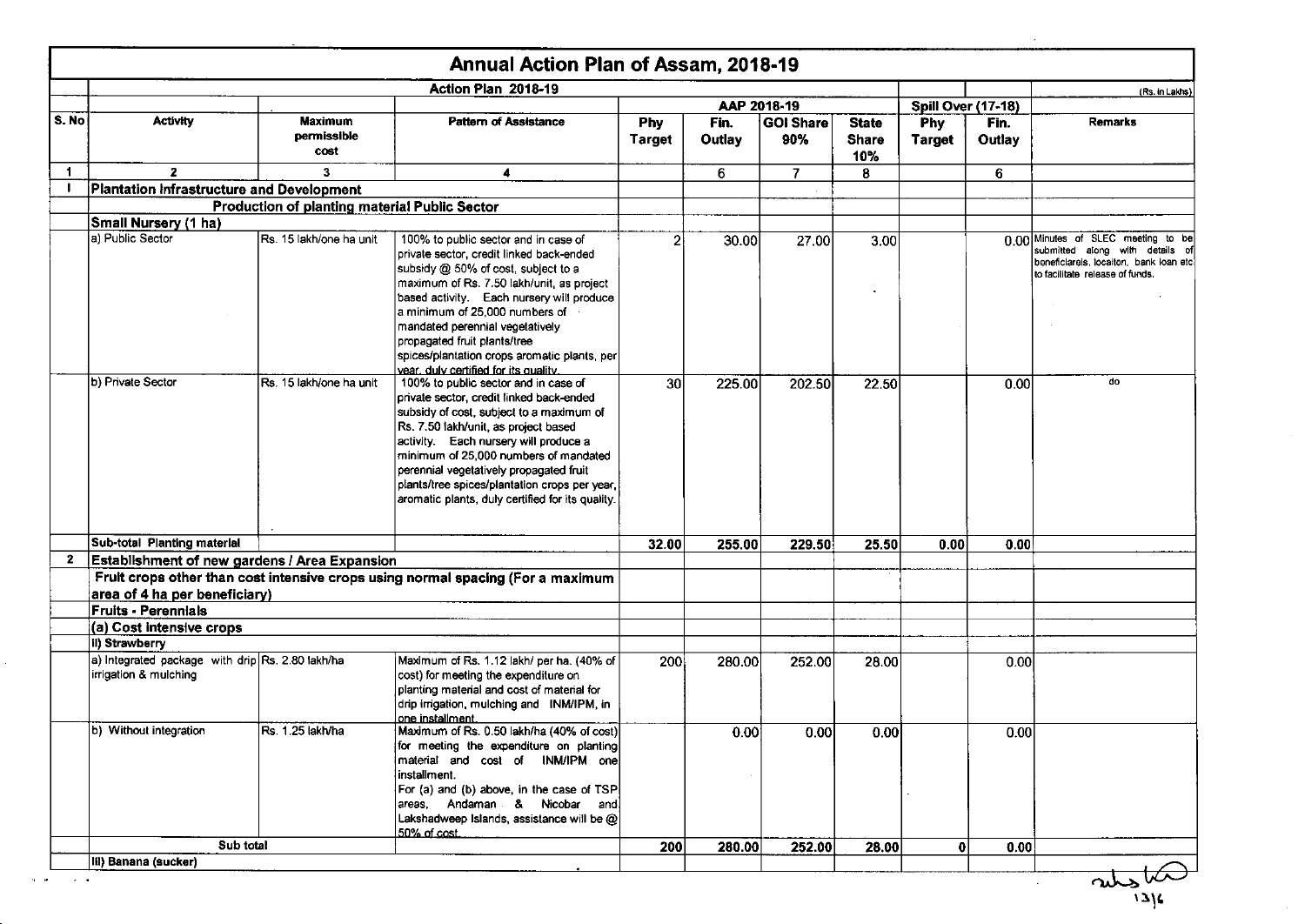# Annual Action Plan of Assam, 2018-19

| | Action Plan 2018-19 | | | | | | | | | (Rs. in Lakhs) |
|---|---|---|---|---|---|---|---|---|---|---|
| | | | | AAP 2018-19 | | | | Spill Over (17-18) | | |
| S. No | Activity | Maximum permissible cost | Pattern of Assistance | Phy Target | Fin. Outlay | GOI Share 90% | State Share 10% | Phy Target | Fin. Outlay | Remarks |
| 1 | 2 | 3 | 4 | | 6 | 7 | 8 | | 6 | |
| I | **Plantation Infrastructure and Development** | | | | | | | | | |
| | **Production of planting material Public Sector** | | | | | | | | | |
| | **Small Nursery (1 ha)** | | | | | | | | | |
| | a) Public Sector | Rs. 15 lakh/one ha unit | 100% to public sector and in case of private sector, credit linked back-ended subsidy @ 50% of cost, subject to a maximum of Rs. 7.50 lakh/unit, as project based activity. Each nursery will produce a minimum of 25,000 numbers of mandated perennial vegetatively propagated fruit plants/tree spices/plantation crops aromatic plants, per year, duly certified for its quality. | 2 | 30.00 | 27.00 | 3.00 | | 0.00 | Minutes of SLEC meeting to be submitted along with details of beneficiareis, locaiton, bank loan etc to facilitate release of funds. |
| | b) Private Sector | Rs. 15 lakh/one ha unit | 100% to public sector and in case of private sector, credit linked back-ended subsidy of cost, subject to a maximum of Rs. 7.50 lakh/unit, as project based activity. Each nursery will produce a minimum of 25,000 numbers of mandated perennial vegetatively propagated fruit plants/tree spices/plantation crops per year, aromatic plants, duly certified for its quality. | 30 | 225.00 | 202.50 | 22.50 | | 0.00 | do |
| | **Sub-total Planting material** | | | **32.00** | **255.00** | **229.50** | **25.50** | **0.00** | **0.00** | |
| 2 | **Establishment of new gardens / Area Expansion** | | | | | | | | | |
| | **Fruit crops other than cost intensive crops using normal spacing (For a maximum area of 4 ha per beneficiary)** | | | | | | | | | |
| | **Fruits - Perennials** | | | | | | | | | |
| | **(a) Cost intensive crops** | | | | | | | | | |
| | **II) Strawberry** | | | | | | | | | |
| | a) Integrated package with drip irrigation & mulching | Rs. 2.80 lakh/ha | Maximum of Rs. 1.12 lakh/ per ha. (40% of cost) for meeting the expenditure on planting material and cost of material for drip irrigation, mulching and INM/IPM, in one installment. | 200 | 280.00 | 252.00 | 28.00 | | 0.00 | |
| | b) Without integration | Rs. 1.25 lakh/ha | Maximum of Rs. 0.50 lakh/ha (40% of cost) for meeting the expenditure on planting material and cost of INM/IPM one installment. For (a) and (b) above, in the case of TSP areas, Andaman & Nicobar and Lakshadweep Islands, assistance will be @ 50% of cost. | | 0.00 | 0.00 | 0.00 | | 0.00 | |
| | **Sub total** | | | **200** | **280.00** | **252.00** | **28.00** | **0** | **0.00** | |
| | **III) Banana (sucker)** | | | | | | | | | |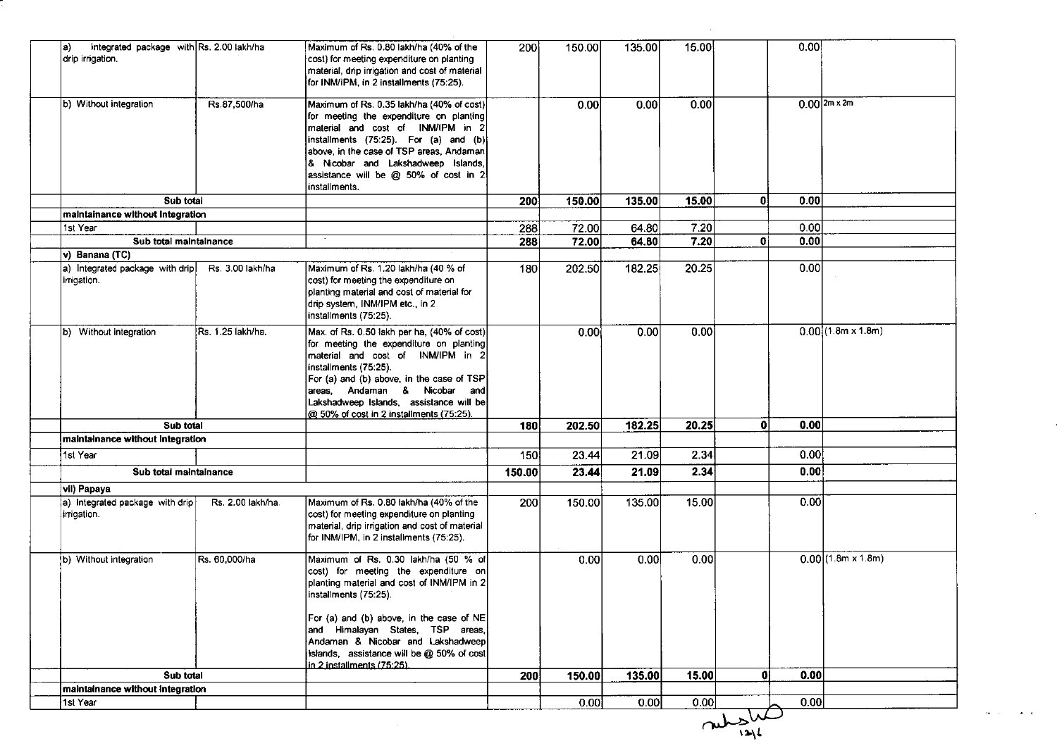| | | | | | | | | | |
|---|---|---|---|---|---|---|---|---|---|
| a) Integrated package with drip irrigation. | Rs. 2.00 lakh/ha | Maximum of Rs. 0.80 lakh/ha (40% of the cost) for meeting expenditure on planting material, drip irrigation and cost of material for INM/IPM, in 2 installments (75:25). | 200 | 150.00 | 135.00 | 15.00 | | 0.00 | |
| b) Without integration | Rs.87,500/ha | Maximum of Rs. 0.35 lakh/ha (40% of cost) for meeting the expenditure on planting material and cost of INM/IPM in 2 installments (75:25). For (a) and (b) above, in the case of TSP areas, Andaman & Nicobar and Lakshadweep Islands, assistance will be @ 50% of cost in 2 installments. | | 0.00 | 0.00 | 0.00 | | 0.00 | 2m x 2m |
| **Sub total** | | | **200** | **150.00** | **135.00** | **15.00** | **0** | **0.00** | |
| **maintainance without Integration** | | | | | | | | | |
| 1st Year | | | 288 | 72.00 | 64.80 | 7.20 | | 0.00 | |
| **Sub total maintainance** | | | **288** | **72.00** | **64.80** | **7.20** | **0** | **0.00** | |
| **v) Banana (TC)** | | | | | | | | | |
| a) Integrated package with drip irrigation. | Rs. 3.00 lakh/ha | Maximum of Rs. 1.20 lakh/ha (40 % of cost) for meeting the expenditure on planting material and cost of material for drip system, INM/IPM etc., in 2 installments (75:25). | 180 | 202.50 | 182.25 | 20.25 | | 0.00 | |
| b) Without integration | Rs. 1.25 lakh/ha. | Max. of Rs. 0.50 lakh per ha, (40% of cost) for meeting the expenditure on planting material and cost of INM/IPM in 2 installments (75:25). For (a) and (b) above, in the case of TSP areas, Andaman & Nicobar and Lakshadweep Islands, assistance will be @ 50% of cost in 2 installments (75:25). | | 0.00 | 0.00 | 0.00 | | 0.00 | (1.8m x 1.8m) |
| **Sub total** | | | **180** | **202.50** | **182.25** | **20.25** | **0** | **0.00** | |
| **maintainance without Integration** | | | | | | | | | |
| 1st Year | | | 150 | 23.44 | 21.09 | 2.34 | | 0.00 | |
| **Sub total maintainance** | | | **150.00** | **23.44** | **21.09** | **2.34** | | **0.00** | |
| **vii) Papaya** | | | | | | | | | |
| a) Integrated package with drip irrigation. | Rs. 2.00 lakh/ha. | Maximum of Rs. 0.80 lakh/ha (40% of the cost) for meeting expenditure on planting material, drip irrigation and cost of material for INM/IPM, in 2 installments (75:25). | 200 | 150.00 | 135.00 | 15.00 | | 0.00 | |
| b) Without integration | Rs. 60,000/ha | Maximum of Rs. 0.30 lakh/ha (50 % of cost) for meeting the expenditure on planting material and cost of INM/IPM in 2 installments (75:25). For (a) and (b) above, in the case of NE and Himalayan States, TSP areas, Andaman & Nicobar and Lakshadweep Islands, assistance will be @ 50% of cost in 2 installments (75:25). | | 0.00 | 0.00 | 0.00 | | 0.00 | (1.8m x 1.8m) |
| **Sub total** | | | **200** | **150.00** | **135.00** | **15.00** | **0** | **0.00** | |
| **maintainance without Integration** | | | | | | | | | |
| 1st Year | | | | 0.00 | 0.00 | 0.00 | | 0.00 | |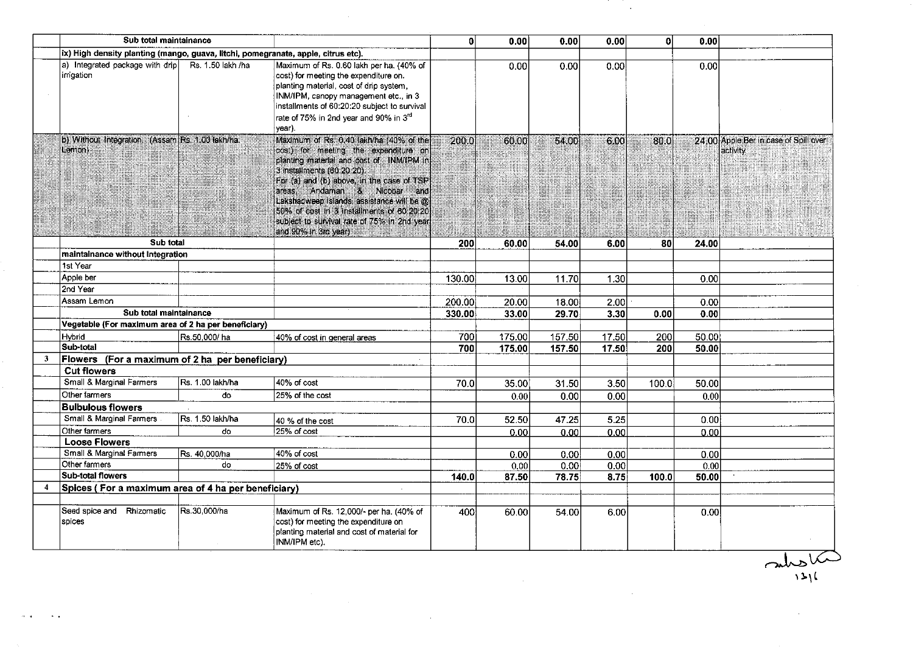| | | | | | | | | | | |
|---|---|---|---|---|---|---|---|---|---|---|
| | Sub total maintainance | | | 0 | 0.00 | 0.00 | 0.00 | 0 | 0.00 | |
| | ix) High density planting (mango, guava, litchi, pomegranate, apple, citrus etc). | | | | | | | | | |
| | a) Integrated package with drip irrigation | Rs. 1.50 lakh /ha | Maximum of Rs. 0.60 lakh per ha. (40% of cost) for meeting the expenditure on. planting material, cost of drip system, INM/IPM, canopy management etc., in 3 installments of 60:20:20 subject to survival rate of 75% in 2nd year and 90% in 3rd year). | | 0.00 | 0.00 | 0.00 | | 0.00 | |
| | b) Without Integration. (Assam Lemon) | Rs. 1.00 lakh/ha. | Maximum of Rs. 0.40 lakh/ha (40% of the cost) for meeting the expenditure on planting material and cost of INM/IPM in 3 installments (60:20:20). For (a) and (b) above, in the case of TSP areas, Andaman & Nicobar and Lakshadweep Islands, assistance will be @ 50% of cost in 3 installments of 60:20:20 subject to survival rate of 75% in 2nd year and 90% in 3rd year) | 200.0 | 60.00 | 54.00 | 6.00 | 80.0 | 24.00 | Apple Ber in case of Spill over activity |
| | Sub total | | | 200 | 60.00 | 54.00 | 6.00 | 80 | 24.00 | |
| | maintainance without Integration | | | | | | | | | |
| | 1st Year | | | | | | | | | |
| | Apple ber | | | 130.00 | 13.00 | 11.70 | 1.30 | | 0.00 | |
| | 2nd Year | | | | | | | | | |
| | Assam Lemon | | | 200.00 | 20.00 | 18.00 | 2.00 | | 0.00 | |
| | Sub total maintainance | | | 330.00 | 33.00 | 29.70 | 3.30 | 0.00 | 0.00 | |
| | Vegetable (For maximum area of 2 ha per beneficiary) | | | | | | | | | |
| | Hybrid | Rs.50,000/ ha | 40% of cost in general areas | 700 | 175.00 | 157.50 | 17.50 | 200 | 50.00 | |
| | Sub-total | | | 700 | 175.00 | 157.50 | 17.50 | 200 | 50.00 | |
| 3 | Flowers (For a maximum of 2 ha per beneficiary) | | | | | | | | | |
| | Cut flowers | | | | | | | | | |
| | Small & Marginal Farmers | Rs. 1.00 lakh/ha | 40% of cost | 70.0 | 35.00 | 31.50 | 3.50 | 100.0 | 50.00 | |
| | Other farmers | do | 25% of the cost | | 0.00 | 0.00 | 0.00 | | 0.00 | |
| | Bulbulous flowers | | | | | | | | | |
| | Small & Marginal Farmers | Rs. 1.50 lakh/ha | 40 % of the cost | 70.0 | 52.50 | 47.25 | 5.25 | | 0.00 | |
| | Other farmers | do | 25% of cost | | 0.00 | 0.00 | 0.00 | | 0.00 | |
| | Loose Flowers | | | | | | | | | |
| | Small & Marginal Farmers | Rs. 40,000/ha | 40% of cost | | 0.00 | 0.00 | 0.00 | | 0.00 | |
| | Other farmers | do | 25% of cost | | 0.00 | 0.00 | 0.00 | | 0.00 | |
| | Sub-total flowers | | | 140.0 | 87.50 | 78.75 | 8.75 | 100.0 | 50.00 | |
| 4 | Spices ( For a maximum area of 4 ha per beneficiary) | | | | | | | | | |
| | | | | | | | | | | |
| | Seed spice and Rhizomatic spices | Rs.30,000/ha | Maximum of Rs. 12,000/- per ha. (40% of cost) for meeting the expenditure on planting material and cost of material for INM/IPM etc). | 400 | 60.00 | 54.00 | 6.00 | | 0.00 | |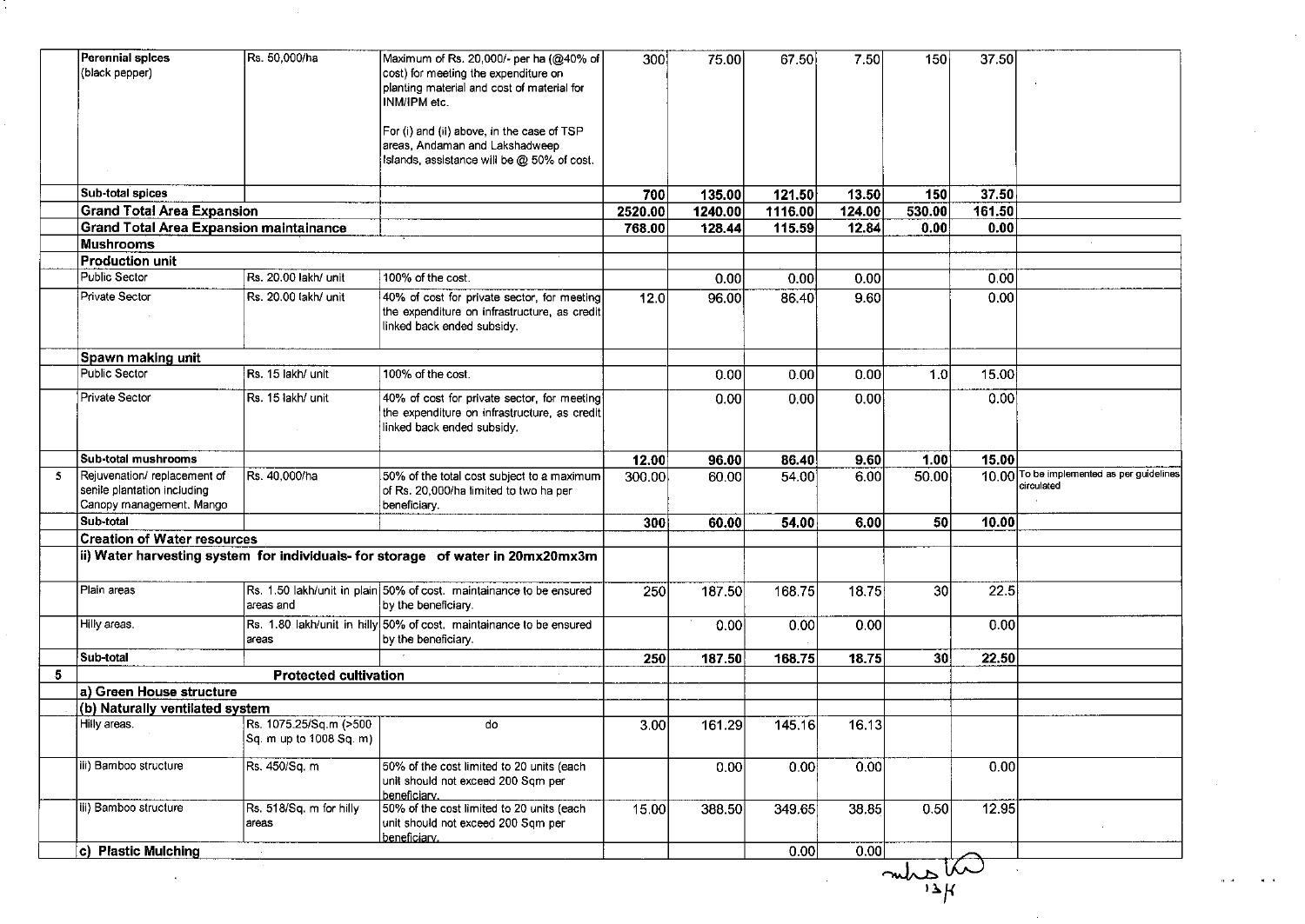| | | | | | | | | | | |
|---|---|---|---|---|---|---|---|---|---|---|
| | Perennial spices (black pepper) | Rs. 50,000/ha | Maximum of Rs. 20,000/- per ha (@40% of cost) for meeting the expenditure on planting material and cost of material for INM/IPM etc. For (i) and (ii) above, in the case of TSP areas, Andaman and Lakshadweep Islands, assistance will be @ 50% of cost. | 300 | 75.00 | 67.50 | 7.50 | 150 | 37.50 | |
| | Sub-total spices | | | 700 | 135.00 | 121.50 | 13.50 | 150 | 37.50 | |
| | **Grand Total Area Expansion** | | | 2520.00 | 1240.00 | 1116.00 | 124.00 | 530.00 | 161.50 | |
| | **Grand Total Area Expansion maintainance** | | | 768.00 | 128.44 | 115.59 | 12.84 | 0.00 | 0.00 | |
| | **Mushrooms** | | | | | | | | | |
| | **Production unit** | | | | | | | | | |
| | Public Sector | Rs. 20.00 lakh/ unit | 100% of the cost. | | 0.00 | 0.00 | 0.00 | | 0.00 | |
| | Private Sector | Rs. 20.00 lakh/ unit | 40% of cost for private sector, for meeting the expenditure on infrastructure, as credit linked back ended subsidy. | 12.0 | 96.00 | 86.40 | 9.60 | | 0.00 | |
| | **Spawn making unit** | | | | | | | | | |
| | Public Sector | Rs. 15 lakh/ unit | 100% of the cost. | | 0.00 | 0.00 | 0.00 | 1.0 | 15.00 | |
| | Private Sector | Rs. 15 lakh/ unit | 40% of cost for private sector, for meeting the expenditure on infrastructure, as credit linked back ended subsidy. | | 0.00 | 0.00 | 0.00 | | 0.00 | |
| | Sub-total mushrooms | | | 12.00 | 96.00 | 86.40 | 9.60 | 1.00 | 15.00 | |
| 5 | Rejuvenation/ replacement of senile plantation including Canopy management. Mango | Rs. 40,000/ha | 50% of the total cost subject to a maximum of Rs. 20,000/ha limited to two ha per beneficiary. | 300.00 | 60.00 | 54.00 | 6.00 | 50.00 | 10.00 | To be implemented as per guidelines circulated |
| | Sub-total | | | 300 | 60.00 | 54.00 | 6.00 | 50 | 10.00 | |
| | **Creation of Water resources** | | | | | | | | | |
| | **ii) Water harvesting system for individuals- for storage of water in 20mx20mx3m** | | | | | | | | | |
| | Plain areas | Rs. 1.50 lakh/unit in plain areas and | 50% of cost. maintainance to be ensured by the beneficiary. | 250 | 187.50 | 168.75 | 18.75 | 30 | 22.5 | |
| | Hilly areas. | Rs. 1.80 lakh/unit in hilly areas | 50% of cost. maintainance to be ensured by the beneficiary. | | 0.00 | 0.00 | 0.00 | | 0.00 | |
| | Sub-total | | | 250 | 187.50 | 168.75 | 18.75 | 30 | 22.50 | |
| 5 | **Protected cultivation** | | | | | | | | | |
| | **a) Green House structure** | | | | | | | | | |
| | **(b) Naturally ventilated system** | | | | | | | | | |
| | Hilly areas. | Rs. 1075.25/Sq.m (>500 Sq. m up to 1008 Sq. m) | do | 3.00 | 161.29 | 145.16 | 16.13 | | | |
| | iii) Bamboo structure | Rs. 450/Sq. m | 50% of the cost limited to 20 units (each unit should not exceed 200 Sqm per beneficiary. | | 0.00 | 0.00 | 0.00 | | 0.00 | |
| | iii) Bamboo structure | Rs. 518/Sq. m for hilly areas | 50% of the cost limited to 20 units (each unit should not exceed 200 Sqm per beneficiary. | 15.00 | 388.50 | 349.65 | 38.85 | 0.50 | 12.95 | |
| | **c) Plastic Mulching** | | | | | 0.00 | 0.00 | | | |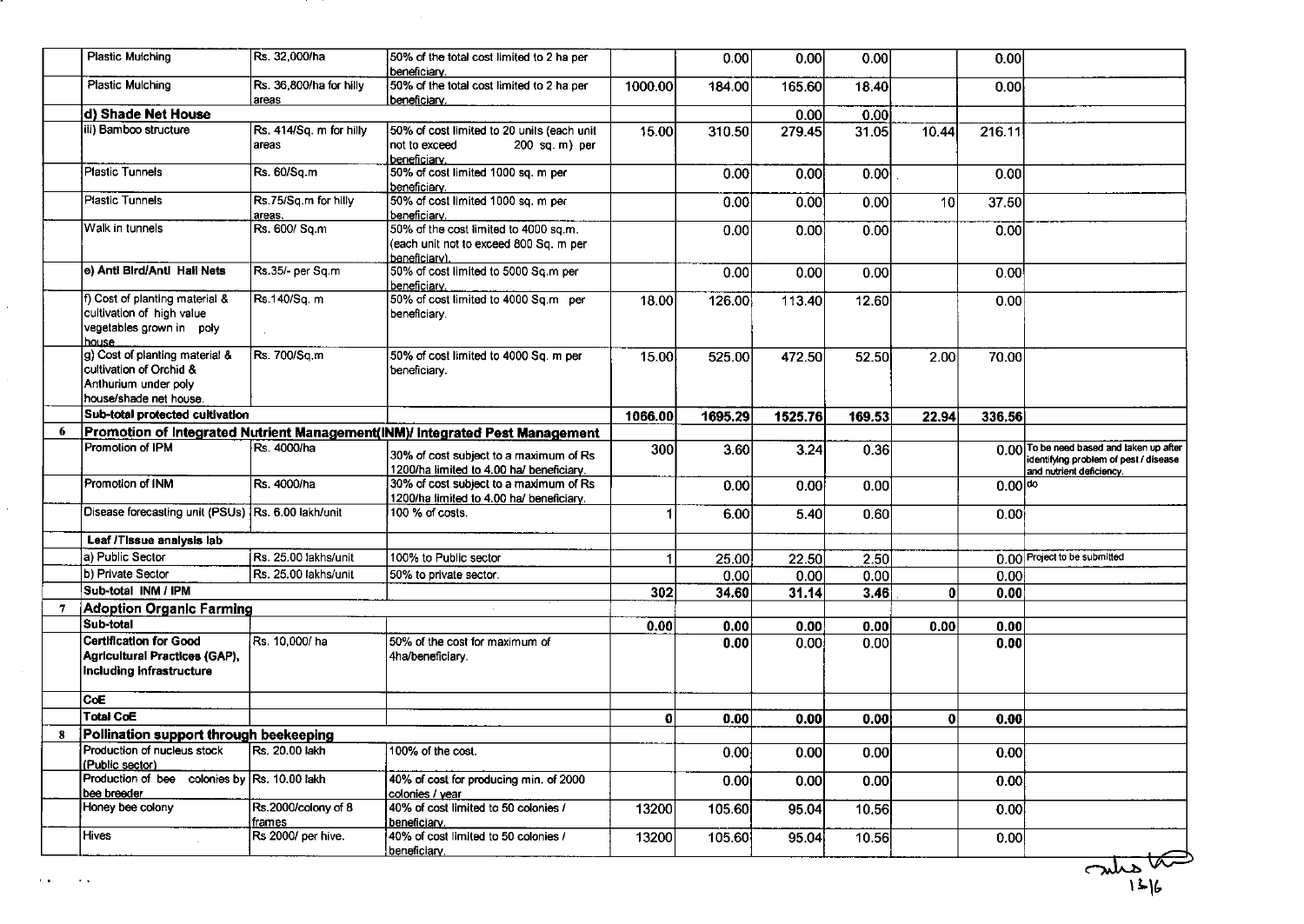| | | | | | | | | | | |
|---|---|---|---|---|---|---|---|---|---|---|
| | Plastic Mulching | Rs. 32,000/ha | 50% of the total cost limited to 2 ha per beneficiary. | | 0.00 | 0.00 | 0.00 | | 0.00 | |
| | Plastic Mulching | Rs. 36,800/ha for hilly areas | 50% of the total cost limited to 2 ha per beneficiary. | 1000.00 | 184.00 | 165.60 | 18.40 | | 0.00 | |
| | **d) Shade Net House** | | | | | 0.00 | 0.00 | | | |
| | iii) Bamboo structure | Rs. 414/Sq. m for hilly areas | 50% of cost limited to 20 units (each unit not to exceed 200 sq. m) per beneficiary. | 15.00 | 310.50 | 279.45 | 31.05 | 10.44 | 216.11 | |
| | Plastic Tunnels | Rs. 60/Sq.m | 50% of cost limited 1000 sq. m per beneficiary. | | 0.00 | 0.00 | 0.00 | | 0.00 | |
| | Plastic Tunnels | Rs.75/Sq.m for hilly areas. | 50% of cost limited 1000 sq. m per beneficiary. | | 0.00 | 0.00 | 0.00 | 10 | 37.50 | |
| | Walk in tunnels | Rs. 600/ Sq.m | 50% of the cost limited to 4000 sq.m. (each unit not to exceed 800 Sq. m per beneficiary). | | 0.00 | 0.00 | 0.00 | | 0.00 | |
| | e) Anti Bird/Anti Hail Nets | Rs.35/- per Sq.m | 50% of cost limited to 5000 Sq.m per beneficiary. | | 0.00 | 0.00 | 0.00 | | 0.00 | |
| | f) Cost of planting material & cultivation of high value vegetables grown in poly house | Rs.140/Sq. m | 50% of cost limited to 4000 Sq.m per beneficiary. | 18.00 | 126.00 | 113.40 | 12.60 | | 0.00 | |
| | g) Cost of planting material & cultivation of Orchid & Anthurium under poly house/shade net house. | Rs. 700/Sq.m | 50% of cost limited to 4000 Sq. m per beneficiary. | 15.00 | 525.00 | 472.50 | 52.50 | 2.00 | 70.00 | |
| | **Sub-total protected cultivation** | | | **1066.00** | **1695.29** | **1525.76** | **169.53** | **22.94** | **336.56** | |
| **6** | **Promotion of Integrated Nutrient Management(INM)/ Integrated Pest Management** | | | | | | | | | |
| | Promotion of IPM | Rs. 4000/ha | 30% of cost subject to a maximum of Rs 1200/ha limited to 4.00 ha/ beneficiary. | 300 | 3.60 | 3.24 | 0.36 | | 0.00 | To be need based and taken up after identifying problem of pest / disease and nutrient deficiency. |
| | Promotion of INM | Rs. 4000/ha | 30% of cost subject to a maximum of Rs 1200/ha limited to 4.00 ha/ beneficiary. | | 0.00 | 0.00 | 0.00 | | 0.00 | do |
| | Disease forecasting unit (PSUs) | Rs. 6.00 lakh/unit | 100 % of costs. | 1 | 6.00 | 5.40 | 0.60 | | 0.00 | |
| | **Leaf /Tissue analysis lab** | | | | | | | | | |
| | a) Public Sector | Rs. 25.00 lakhs/unit | 100% to Public sector | 1 | 25.00 | 22.50 | 2.50 | | 0.00 | Project to be submitted |
| | b) Private Sector | Rs. 25.00 lakhs/unit | 50% to private sector. | | 0.00 | 0.00 | 0.00 | | 0.00 | |
| | **Sub-total INM / IPM** | | | **302** | **34.60** | **31.14** | **3.46** | **0** | **0.00** | |
| **7** | **Adoption Organic Farming** | | | | | | | | | |
| | **Sub-total** | | | **0.00** | **0.00** | **0.00** | **0.00** | **0.00** | **0.00** | |
| | **Certification for Good Agricultural Practices (GAP), Including Infrastructure** | Rs. 10,000/ ha | 50% of the cost for maximum of 4ha/beneficiary. | | 0.00 | 0.00 | 0.00 | | **0.00** | |
| | **CoE** | | | | | | | | | |
| | **Total CoE** | | | **0** | **0.00** | **0.00** | **0.00** | **0** | **0.00** | |
| **8** | **Pollination support through beekeeping** | | | | | | | | | |
| | Production of nucleus stock (Public sector) | Rs. 20.00 lakh | 100% of the cost. | | 0.00 | 0.00 | 0.00 | | 0.00 | |
| | Production of bee colonies by bee breeder | Rs. 10.00 lakh | 40% of cost for producing min. of 2000 colonies / year | | 0.00 | 0.00 | 0.00 | | 0.00 | |
| | Honey bee colony | Rs.2000/colony of 8 frames | 40% of cost limited to 50 colonies / beneficiary. | 13200 | 105.60 | 95.04 | 10.56 | | 0.00 | |
| | Hives | Rs 2000/ per hive. | 40% of cost limited to 50 colonies / beneficiary. | 13200 | 105.60 | 95.04 | 10.56 | | 0.00 | |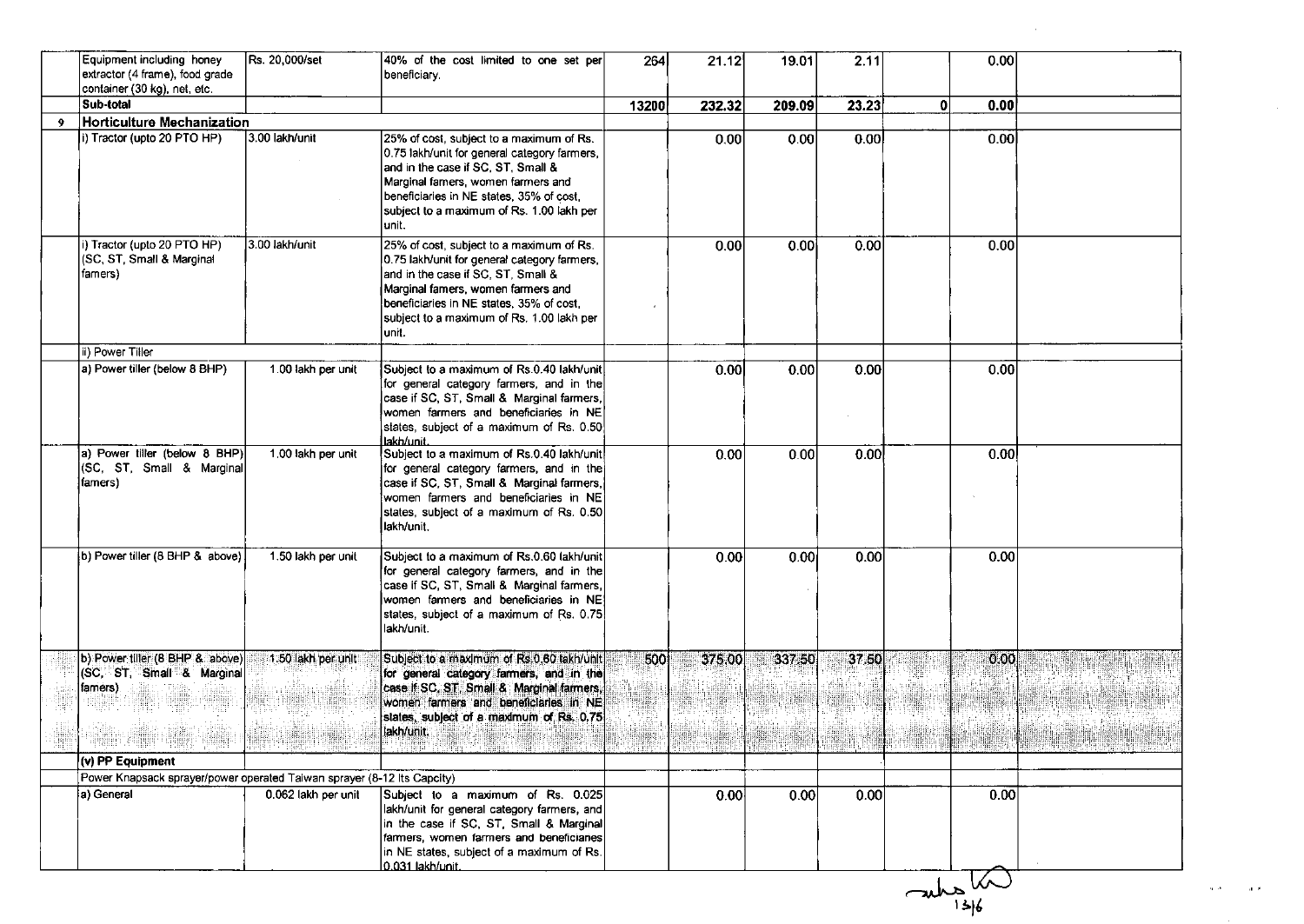| | | | | | | | | | | |
|---|---|---|---|---|---|---|---|---|---|---|
| | Equipment including honey extractor (4 frame), food grade container (30 kg), net, etc. | Rs. 20,000/set | 40% of the cost limited to one set per beneficiary. | 264 | 21.12 | 19.01 | 2.11 | | 0.00 | |
| | **Sub-total** | | | **13200** | **232.32** | **209.09** | **23.23** | **0** | **0.00** | |
| 9 | **Horticulture Mechanization** | | | | | | | | | |
| | i) Tractor (upto 20 PTO HP) | 3.00 lakh/unit | 25% of cost, subject to a maximum of Rs. 0.75 lakh/unit for general category farmers, and in the case if SC, ST, Small & Marginal famers, women farmers and beneficiaries in NE states, 35% of cost, subject to a maximum of Rs. 1.00 lakh per unit. | | 0.00 | 0.00 | 0.00 | | 0.00 | |
| | i) Tractor (upto 20 PTO HP) (SC, ST, Small & Marginal famers) | 3.00 lakh/unit | 25% of cost, subject to a maximum of Rs. 0.75 lakh/unit for general category farmers, and in the case if SC, ST, Small & Marginal famers, women farmers and beneficiaries in NE states, 35% of cost, subject to a maximum of Rs. 1.00 lakh per unit. | | 0.00 | 0.00 | 0.00 | | 0.00 | |
| | ii) Power Tiller | | | | | | | | | |
| | a) Power tiller (below 8 BHP) | 1.00 lakh per unit | Subject to a maximum of Rs.0.40 lakh/unit for general category farmers, and in the case if SC, ST, Small & Marginal farmers, women farmers and beneficiaries in NE states, subject of a maximum of Rs. 0.50 lakh/unit. | | 0.00 | 0.00 | 0.00 | | 0.00 | |
| | a) Power tiller (below 8 BHP) (SC, ST, Small & Marginal famers) | 1.00 lakh per unit | Subject to a maximum of Rs.0.40 lakh/unit for general category farmers, and in the case if SC, ST, Small & Marginal farmers, women farmers and beneficiaries in NE states, subject of a maximum of Rs. 0.50 lakh/unit. | | 0.00 | 0.00 | 0.00 | | 0.00 | |
| | b) Power tiller (8 BHP & above) | 1.50 lakh per unit | Subject to a maximum of Rs.0.60 lakh/unit for general category farmers, and in the case if SC, ST, Small & Marginal farmers, women farmers and beneficiaries in NE states, subject of a maximum of Rs. 0.75 lakh/unit. | | 0.00 | 0.00 | 0.00 | | 0.00 | |
| | b) Power tiller (8 BHP & above) (SC, ST, Small & Marginal famers) | 1.50 lakh per unit | Subject to a maximum of Rs.0.60 lakh/unit for general category farmers, and in the case if SC, ST, Small & Marginal farmers, women farmers and beneficiaries in NE states, subject of a maximum of Rs. 0.75 lakh/unit. | 500 | 375.00 | 337.50 | 37.50 | | 0.00 | |
| | **(v) PP Equipment** | | | | | | | | | |
| | Power Knapsack sprayer/power operated Taiwan sprayer (8-12 lts Capcity) | | | | | | | | | |
| | a) General | 0.062 lakh per unit | Subject to a maximum of Rs. 0.025 lakh/unit for general category farmers, and in the case if SC, ST, Small & Marginal farmers, women farmers and beneficiaries in NE states, subject of a maximum of Rs. 0.031 lakh/unit. | | 0.00 | 0.00 | 0.00 | | 0.00 | |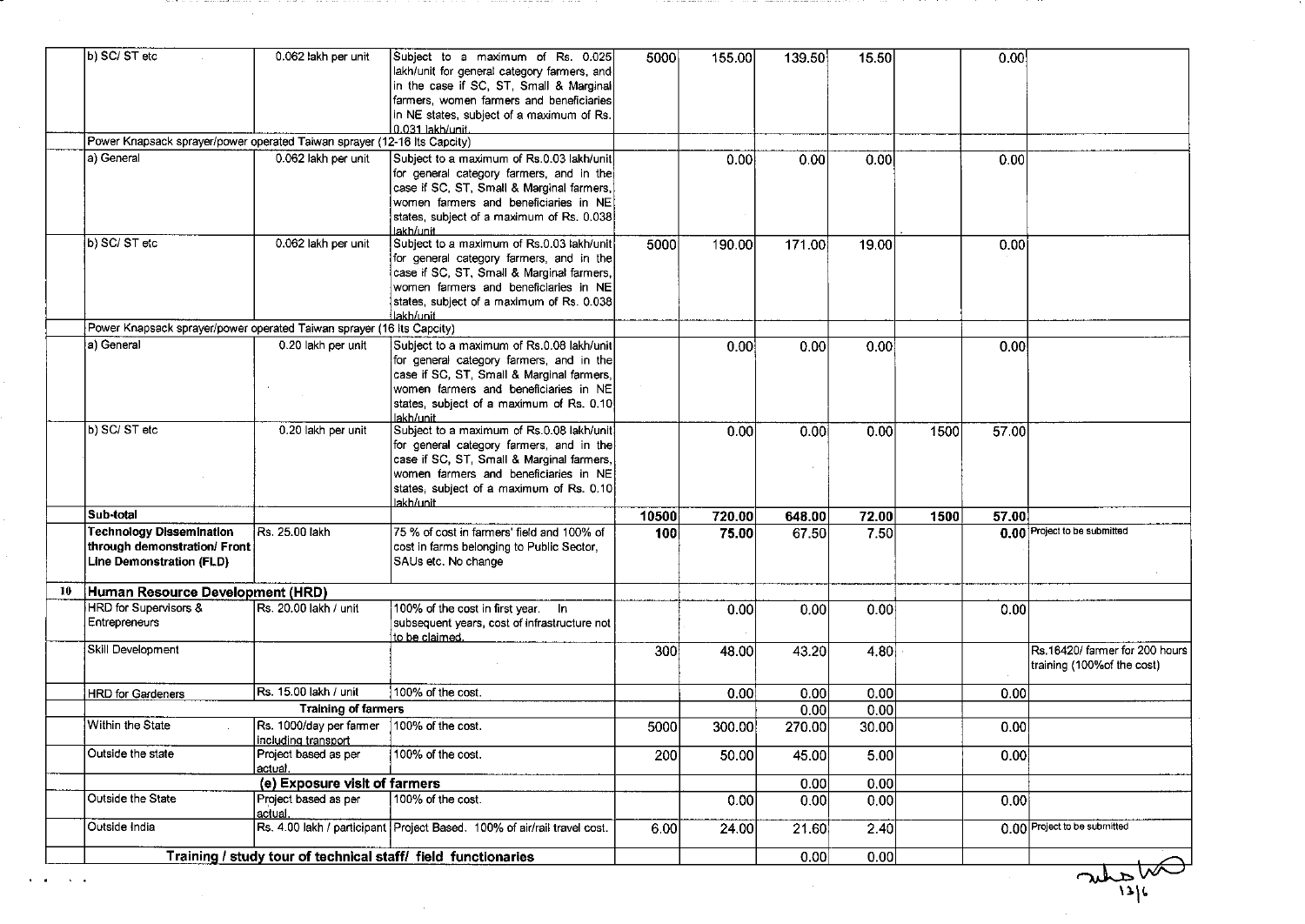| | | | | | | | | | | |
|---|---|---|---|---|---|---|---|---|---|---|
| | b) SC/ ST etc | 0.062 lakh per unit | Subject to a maximum of Rs. 0.025 lakh/unit for general category farmers, and in the case if SC, ST, Small & Marginal farmers, women farmers and beneficiaries in NE states, subject of a maximum of Rs. 0.031 lakh/unit. | 5000 | 155.00 | 139.50 | 15.50 | | 0.00 | |
| | Power Knapsack sprayer/power operated Taiwan sprayer (12-16 lts Capcity) | | | | | | | | | |
| | a) General | 0.062 lakh per unit | Subject to a maximum of Rs.0.03 lakh/unit for general category farmers, and in the case if SC, ST, Small & Marginal farmers, women farmers and beneficiaries in NE states, subject of a maximum of Rs. 0.038 lakh/unit | | 0.00 | 0.00 | 0.00 | | 0.00 | |
| | b) SC/ ST etc | 0.062 lakh per unit | Subject to a maximum of Rs.0.03 lakh/unit for general category farmers, and in the case if SC, ST, Small & Marginal farmers, women farmers and beneficiaries in NE states, subject of a maximum of Rs. 0.038 lakh/unit | 5000 | 190.00 | 171.00 | 19.00 | | 0.00 | |
| | Power Knapsack sprayer/power operated Taiwan sprayer (16 lts Capcity) | | | | | | | | | |
| | a) General | 0.20 lakh per unit | Subject to a maximum of Rs.0.08 lakh/unit for general category farmers, and in the case if SC, ST, Small & Marginal farmers, women farmers and beneficiaries in NE states, subject of a maximum of Rs. 0.10 lakh/unit | | 0.00 | 0.00 | 0.00 | | 0.00 | |
| | b) SC/ ST etc | 0.20 lakh per unit | Subject to a maximum of Rs.0.08 lakh/unit for general category farmers, and in the case if SC, ST, Small & Marginal farmers, women farmers and beneficiaries in NE states, subject of a maximum of Rs. 0.10 lakh/unit | | 0.00 | 0.00 | 0.00 | 1500 | 57.00 | |
| | **Sub-total** | | | **10500** | **720.00** | **648.00** | **72.00** | **1500** | **57.00** | |
| | **Technology Dissemination through demonstration/ Front Line Demonstration (FLD)** | Rs. 25.00 lakh | 75 % of cost in farmers' field and 100% of cost in farms belonging to Public Sector, SAUs etc. No change | **100** | **75.00** | 67.50 | 7.50 | | **0.00** | Project to be submitted |
| 10 | **Human Resource Development (HRD)** | | | | | | | | | |
| | HRD for Supervisors & Entrepreneurs | Rs. 20.00 lakh / unit | 100% of the cost in first year. In subsequent years, cost of infrastructure not to be claimed. | | 0.00 | 0.00 | 0.00 | | 0.00 | |
| | Skill Development | | | 300 | 48.00 | 43.20 | 4.80 | | | Rs.16420/ farmer for 200 hours training (100%of the cost) |
| | HRD for Gardeners | Rs. 15.00 lakh / unit | 100% of the cost. | | 0.00 | 0.00 | 0.00 | | 0.00 | |
| | | **Training of farmers** | | | | 0.00 | 0.00 | | | |
| | Within the State | Rs. 1000/day per farmer including transport | 100% of the cost. | 5000 | 300.00 | 270.00 | 30.00 | | 0.00 | |
| | Outside the state | Project based as per actual. | 100% of the cost. | 200 | 50.00 | 45.00 | 5.00 | | 0.00 | |
| | | **(e) Exposure visit of farmers** | | | | 0.00 | 0.00 | | | |
| | Outside the State | Project based as per actual. | 100% of the cost. | | 0.00 | 0.00 | 0.00 | | 0.00 | |
| | Outside India | Rs. 4.00 lakh / participant | Project Based. 100% of air/rail travel cost. | 6.00 | 24.00 | 21.60 | 2.40 | | 0.00 | Project to be submitted |
| | **Training / study tour of technical staff/ field functionaries** | | | | | 0.00 | 0.00 | | | |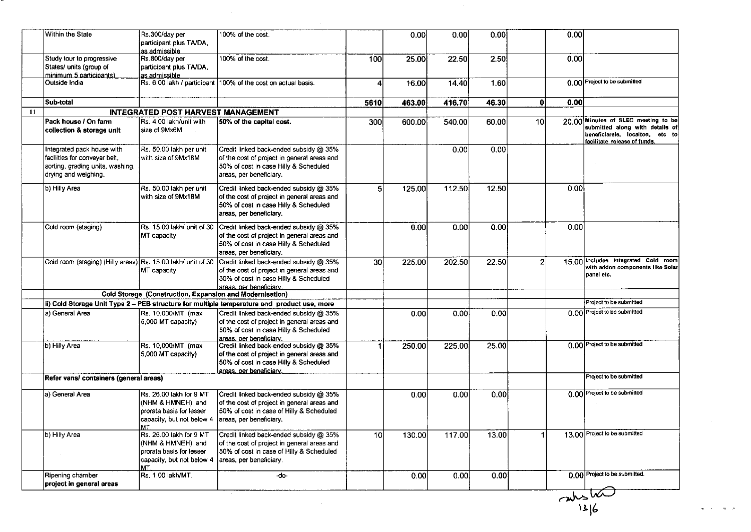| | | | | | | | | | | |
|---|---|---|---|---|---|---|---|---|---|---|
| | Within the State | Rs.300/day per participant plus TA/DA, as admissible | 100% of the cost. | | 0.00 | 0.00 | 0.00 | | 0.00 | |
| | Study tour to progressive States/ units (group of minimum 5 participants) | Rs.800/day per participant plus TA/DA, as admissible | 100% of the cost. | 100 | 25.00 | 22.50 | 2.50 | | 0.00 | |
| | Outside India | Rs. 6.00 lakh / participant | 100% of the cost on actual basis. | 4 | 16.00 | 14.40 | 1.60 | | 0.00 | Project to be submitted |
| | **Sub-total** | | | **5610** | **463.00** | **416.70** | **46.30** | **0** | **0.00** | |
| 11 | **INTEGRATED POST HARVEST MANAGEMENT** | | | | | | | | | |
| | **Pack house / On farm collection & storage unit** | Rs. 4.00 lakh/unit with size of 9Mx6M | **50% of the capital cost.** | 300 | 600.00 | 540.00 | 60.00 | 10 | 20.00 | **Minutes of SLEC meeting to be submitted along with details of beneficiaries, locaiton, etc to facilitate release of funds.** |
| | Integrated pack house with facilities for conveyer belt, sorting, grading units, washing, drying and weighing. | Rs. 50.00 lakh per unit with size of 9Mx18M | Credit linked back-ended subsidy @ 35% of the cost of project in general areas and 50% of cost in case Hilly & Scheduled areas, per beneficiary. | | | 0.00 | 0.00 | | | |
| | b) Hilly Area | Rs. 50.00 lakh per unit with size of 9Mx18M | Credit linked back-ended subsidy @ 35% of the cost of project in general areas and 50% of cost in case Hilly & Scheduled areas, per beneficiary. | 5 | 125.00 | 112.50 | 12.50 | | 0.00 | |
| | Cold room (staging) | Rs. 15.00 lakh/ unit of 30 MT capacity | Credit linked back-ended subsidy @ 35% of the cost of project in general areas and 50% of cost in case Hilly & Scheduled areas, per beneficiary. | | 0.00 | 0.00 | 0.00 | | 0.00 | |
| | Cold room (staging) (Hilly areas) | Rs. 15.00 lakh/ unit of 30 MT capacity | Credit linked back-ended subsidy @ 35% of the cost of project in general areas and 50% of cost in case Hilly & Scheduled areas, per beneficiary. | 30 | 225.00 | 202.50 | 22.50 | 2 | 15.00 | **Includes Integrated Cold room with addon components like Solar panel etc.** |
| | | **Cold Storage (Construction, Expansion and Modernisation)** | | | | | | | | |
| | **ii) Cold Storage Unit Type 2 – PEB structure for multiple temperature and product use, more** | | | | | | | | | Project to be submitted |
| | a) General Area | Rs. 10,000/MT, (max 5,000 MT capacity) | Credit linked back-ended subsidy @ 35% of the cost of project in general areas and 50% of cost in case Hilly & Scheduled areas, per beneficiary. | | 0.00 | 0.00 | 0.00 | | 0.00 | Project to be submitted |
| | b) Hilly Area | Rs. 10,000/MT, (max 5,000 MT capacity) | Credit linked back-ended subsidy @ 35% of the cost of project in general areas and 50% of cost in case Hilly & Scheduled areas, per beneficiary. | 1 | 250.00 | 225.00 | 25.00 | | 0.00 | Project to be submitted |
| | **Refer vans/ containers (general areas)** | | | | | | | | | Project to be submitted |
| | a) General Area | Rs. 26.00 lakh for 9 MT (NHM & HMNEH), and prorata basis for lesser capacity, but not below 4 MT. | Credit linked back-ended subsidy @ 35% of the cost of project in general areas and 50% of cost in case of Hilly & Scheduled areas, per beneficiary. | | 0.00 | 0.00 | 0.00 | | 0.00 | Project to be submitted |
| | b) Hilly Area | Rs. 26.00 lakh for 9 MT (NHM & HMNEH), and prorata basis for lesser capacity, but not below 4 MT. | Credit linked back-ended subsidy @ 35% of the cost of project in general areas and 50% of cost in case of Hilly & Scheduled areas, per beneficiary. | 10 | 130.00 | 117.00 | 13.00 | 1 | 13.00 | Project to be submitted |
| | Ripening chamber **project in general areas** | Rs. 1.00 lakh/MT. | -do- | | 0.00 | 0.00 | 0.00 | | 0.00 | Project to be submitted. |

13/6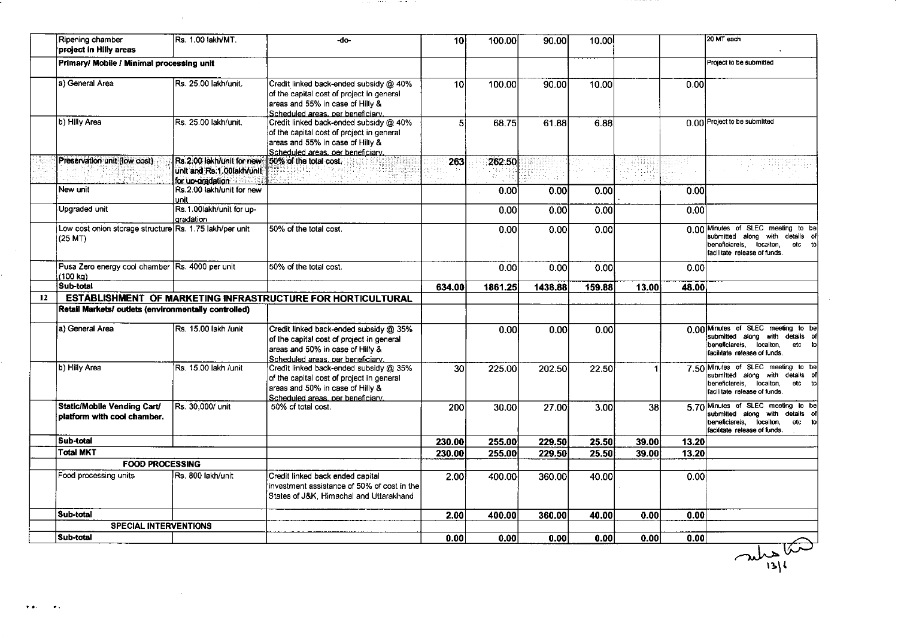| | Ripening chamber project in Hilly areas | Rs. 1.00 lakh/MT. | -do- | 10 | 100.00 | 90.00 | 10.00 | | | 20 MT each |
|---|---|---|---|---|---|---|---|---|---|---|
| | Primary/ Mobile / Minimal processing unit | | | | | | | | | Project to be submitted |
| | a) General Area | Rs. 25.00 lakh/unit. | Credit linked back-ended subsidy @ 40% of the capital cost of project in general areas and 55% in case of Hilly & Scheduled areas, per beneficiary. | 10 | 100.00 | 90.00 | 10.00 | | 0.00 | |
| | b) Hilly Area | Rs. 25.00 lakh/unit. | Credit linked back-ended subsidy @ 40% of the capital cost of project in general areas and 55% in case of Hilly & Scheduled areas, per beneficiary. | 5 | 68.75 | 61.88 | 6.88 | | 0.00 | Project to be submitted |
| | Preservation unit (low cost) | Rs.2.00 lakh/unit for new unit and Rs.1.00lakh/unit for up-gradation | 50% of the total cost. | 263 | 262.50 | | | | | |
| | New unit | Rs.2.00 lakh/unit for new unit | | | 0.00 | 0.00 | 0.00 | | 0.00 | |
| | Upgraded unit | Rs.1.00lakh/unit for up-gradation | | | 0.00 | 0.00 | 0.00 | | 0.00 | |
| | Low cost onion storage structure (25 MT) | Rs. 1.75 lakh/per unit | 50% of the total cost. | | 0.00 | 0.00 | 0.00 | | 0.00 | Minutes of SLEC meeting to be submitted along with details of beneficiareis, locaiton, etc to facilitate release of funds. |
| | Pusa Zero energy cool chamber (100 kg) | Rs. 4000 per unit | 50% of the total cost. | | 0.00 | 0.00 | 0.00 | | 0.00 | |
| | Sub-total | | | 634.00 | 1861.25 | 1438.88 | 159.88 | 13.00 | 48.00 | |
| 12 | ESTABLISHMENT OF MARKETING INFRASTRUCTURE FOR HORTICULTURAL | | | | | | | | | |
| | Retail Markets/ outlets (environmentally controlled) | | | | | | | | | |
| | a) General Area | Rs. 15.00 lakh /unit | Credit linked back-ended subsidy @ 35% of the capital cost of project in general areas and 50% in case of Hilly & Scheduled areas, per beneficiary. | | 0.00 | 0.00 | 0.00 | | 0.00 | Minutes of SLEC meeting to be submitted along with details of beneficiareis, locaiton, etc to facilitate release of funds. |
| | b) Hilly Area | Rs. 15.00 lakh /unit | Credit linked back-ended subsidy @ 35% of the capital cost of project in general areas and 50% in case of Hilly & Scheduled areas, per beneficiary. | 30 | 225.00 | 202.50 | 22.50 | 1 | 7.50 | Minutes of SLEC meeting to be submitted along with details of beneficiareis, locaiton, etc to facilitate release of funds. |
| | Static/Mobile Vending Cart/ platform with cool chamber. | Rs. 30,000/ unit | 50% of total cost. | 200 | 30.00 | 27.00 | 3.00 | 38 | 5.70 | Minutes of SLEC meeting to be submitted along with details of beneficiareis, locaiton, etc to facilitate release of funds. |
| | Sub-total | | | 230.00 | 255.00 | 229.50 | 25.50 | 39.00 | 13.20 | |
| | Total MKT | | | 230.00 | 255.00 | 229.50 | 25.50 | 39.00 | 13.20 | |
| | FOOD PROCESSING | | | | | | | | | |
| | Food processing units | Rs. 800 lakh/unit | Credit linked back ended capital investment assistance of 50% of cost in the States of J&K, Himachal and Uttarakhand | 2.00 | 400.00 | 360.00 | 40.00 | | 0.00 | |
| | Sub-total | | | 2.00 | 400.00 | 360.00 | 40.00 | 0.00 | 0.00 | |
| | SPECIAL INTERVENTIONS | | | | | | | | | |
| | Sub-total | | | 0.00 | 0.00 | 0.00 | 0.00 | 0.00 | 0.00 | |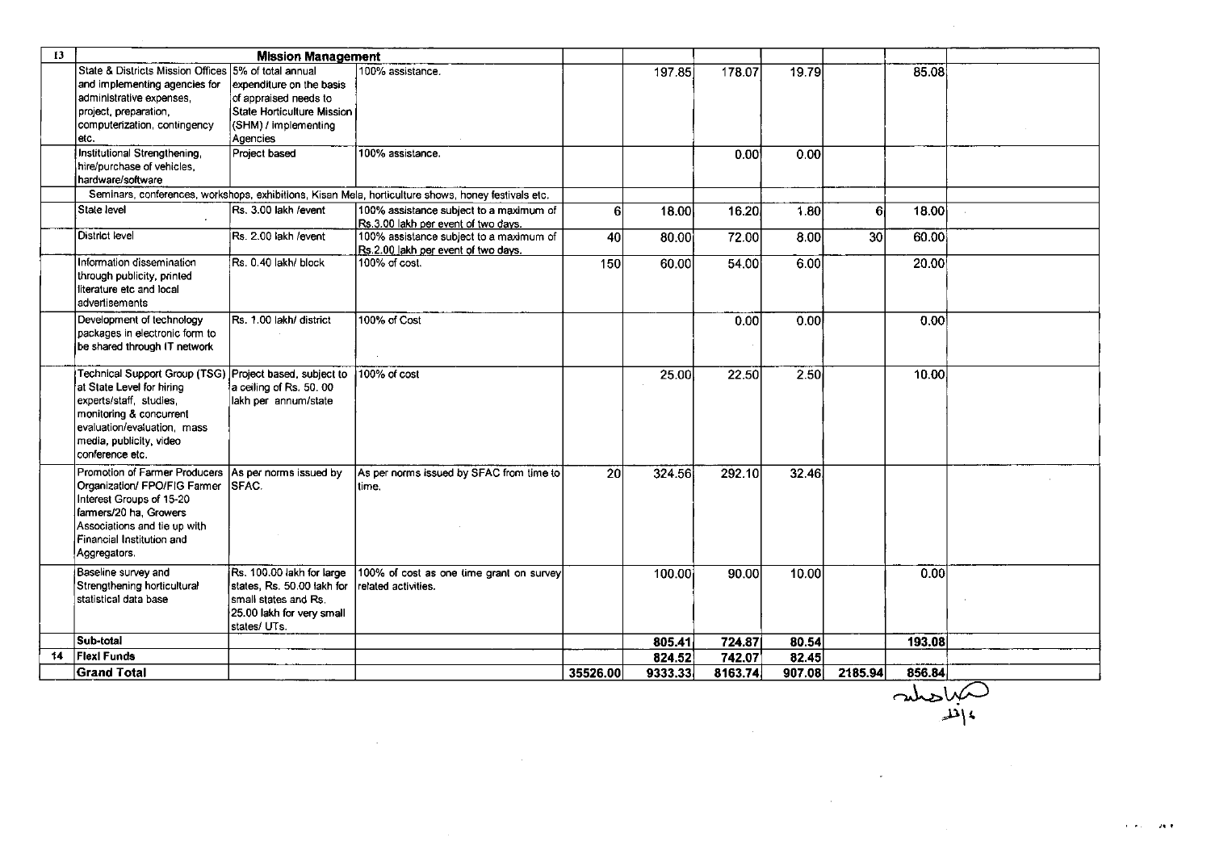| | | | | | | | | | | |
|---|---|---|---|---|---|---|---|---|---|---|
| 13 | **Mission Management** | | | | | | | | | |
| | State & Districts Mission Offices and implementing agencies for administrative expenses, project, preparation, computerization, contingency etc. | 5% of total annual expenditure on the basis of appraised needs to State Horticulture Mission (SHM) / Implementing Agencies | 100% assistance. | | 197.85 | 178.07 | 19.79 | | 85.08 | |
| | Institutional Strengthening, hire/purchase of vehicles, hardware/software | Project based | 100% assistance. | | | 0.00 | 0.00 | | | |
| | Seminars, conferences, workshops, exhibitions, Kisan Mela, horticulture shows, honey festivals etc. | | | | | | | | | |
| | State level | Rs. 3.00 lakh /event | 100% assistance subject to a maximum of Rs.3.00 lakh per event of two days. | 6 | 18.00 | 16.20 | 1.80 | 6 | 18.00 | |
| | District level | Rs. 2.00 lakh /event | 100% assistance subject to a maximum of Rs.2.00 lakh per event of two days. | 40 | 80.00 | 72.00 | 8.00 | 30 | 60.00 | |
| | Information dissemination through publicity, printed literature etc and local advertisements | Rs. 0.40 lakh/ block | 100% of cost. | 150 | 60.00 | 54.00 | 6.00 | | 20.00 | |
| | Development of technology packages in electronic form to be shared through IT network | Rs. 1.00 lakh/ district | 100% of Cost | | | 0.00 | 0.00 | | 0.00 | |
| | Technical Support Group (TSG) at State Level for hiring experts/staff, studies, monitoring & concurrent evaluation/evaluation, mass media, publicity, video conference etc. | Project based, subject to a ceiling of Rs. 50. 00 lakh per annum/state | 100% of cost | | 25.00 | 22.50 | 2.50 | | 10.00 | |
| | Promotion of Farmer Producers Organization/ FPO/FIG Farmer Interest Groups of 15-20 farmers/20 ha, Growers Associations and tie up with Financial Institution and Aggregators. | As per norms issued by SFAC. | As per norms issued by SFAC from time to time. | 20 | 324.56 | 292.10 | 32.46 | | | |
| | Baseline survey and Strengthening horticultural statistical data base | Rs. 100.00 lakh for large states, Rs. 50.00 lakh for small states and Rs. 25.00 lakh for very small states/ UTs. | 100% of cost as one time grant on survey related activities. | | 100.00 | 90.00 | 10.00 | | 0.00 | |
| | **Sub-total** | | | | **805.41** | **724.87** | **80.54** | | **193.08** | |
| 14 | **Flexi Funds** | | | | **824.52** | **742.07** | **82.45** | | | |
| | **Grand Total** | | | **35526.00** | **9333.33** | **8163.74** | **907.08** | **2185.94** | **856.84** | |